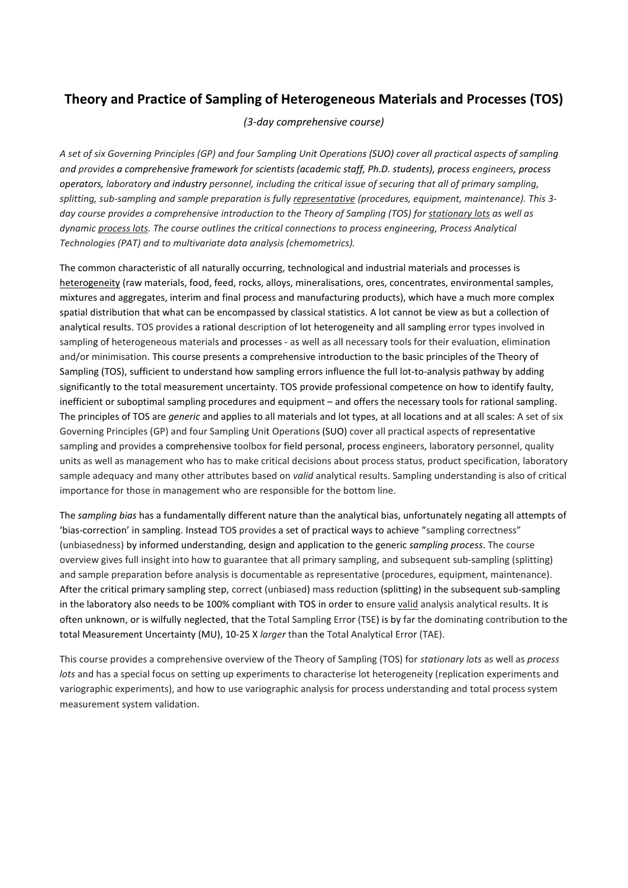# Theory and Practice of Sampling of Heterogeneous Materials and Processes (TOS)

*(3-day comprehensive course)*

*A set of six Governing Principles (GP) and four Sampling Unit Operations (SUO) cover all practical aspects of sampling and provides a comprehensive framework for scientists (academic staff, Ph.D. students), process engineers, process operators, laboratory and industry personnel, including the critical issue of securing that all of primary sampling, splitting, sub-sampling and sample preparation is fully representative (procedures, equipment, maintenance). This 3-day course provides a comprehensive introduction to the Theory of Sampling (TOS) for stationary lots as well as dynamic process lots. The course outlines the critical connections to process engineering, Process Analytical Technologies (PAT) and to multivariate data analysis (chemometrics).*

The common characteristic of all naturally occurring, technological and industrial materials and processes is heterogeneity (raw materials, food, feed, rocks, alloys, mineralisations, ores, concentrates, environmental samples, mixtures and aggregates, interim and final process and manufacturing products), which have a much more complex spatial distribution that what can be encompassed by classical statistics. A lot cannot be view as but a collection of analytical results. TOS provides a rational description of lot heterogeneity and all sampling error types involved in sampling of heterogeneous materials and processes - as well as all necessary tools for their evaluation, elimination and/or minimisation. This course presents a comprehensive introduction to the basic principles of the Theory of Sampling (TOS), sufficient to understand how sampling errors influence the full lot-to-analysis pathway by adding significantly to the total measurement uncertainty. TOS provide professional competence on how to identify faulty, inefficient or suboptimal sampling procedures and equipment – and offers the necessary tools for rational sampling. The principles of TOS are *generic* and applies to all materials and lot types, at all locations and at all scales: A set of six Governing Principles (GP) and four Sampling Unit Operations (SUO) cover all practical aspects of representative sampling and provides a comprehensive toolbox for field personal, process engineers, laboratory personnel, quality units as well as management who has to make critical decisions about process status, product specification, laboratory sample adequacy and many other attributes based on *valid* analytical results. Sampling understanding is also of critical importance for those in management who are responsible for the bottom line.

The *sampling bias* has a fundamentally different nature than the analytical bias, unfortunately negating all attempts of 'bias-correction' in sampling. Instead TOS provides a set of practical ways to achieve "sampling correctness" (unbiasedness) by informed understanding, design and application to the generic *sampling process*. The course overview gives full insight into how to guarantee that all primary sampling, and subsequent sub-sampling (splitting) and sample preparation before analysis is documentable as representative (procedures, equipment, maintenance). After the critical primary sampling step, correct (unbiased) mass reduction (splitting) in the subsequent sub-sampling in the laboratory also needs to be 100% compliant with TOS in order to ensure valid analysis analytical results. It is often unknown, or is wilfully neglected, that the Total Sampling Error (TSE) is by far the dominating contribution to the total Measurement Uncertainty (MU), 10-25 X *larger* than the Total Analytical Error (TAE).

This course provides a comprehensive overview of the Theory of Sampling (TOS) for *stationary lots* as well as *process lots* and has a special focus on setting up experiments to characterise lot heterogeneity (replication experiments and variographic experiments), and how to use variographic analysis for process understanding and total process system measurement system validation.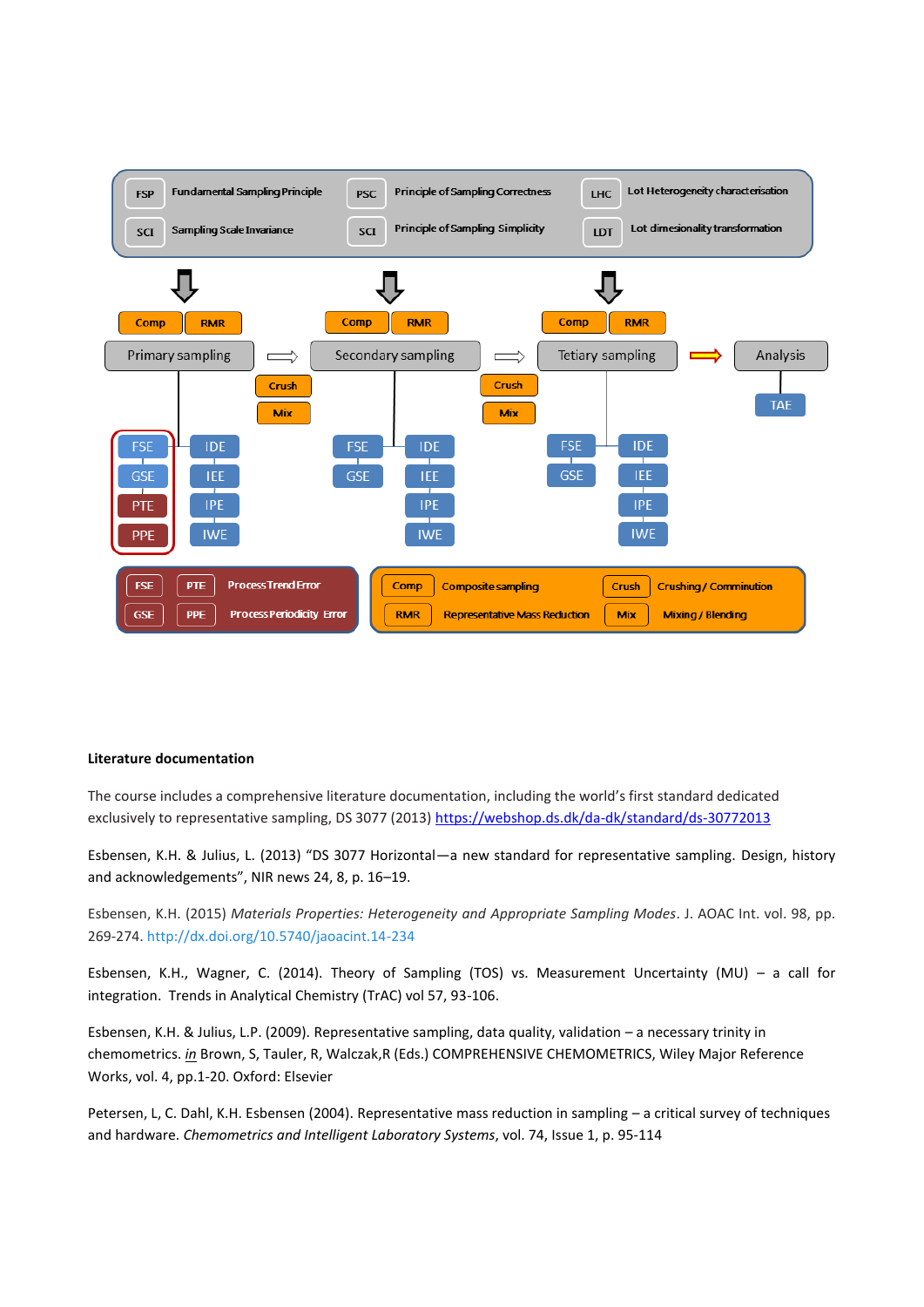| | | | | | |
|---|---|---|---|---|---|
| FSP | Fundamental Sampling Principle | PSC | Principle of Sampling Correctness | LHC | Lot Heterogeneity characterisation |
| SCI | Sampling Scale Invariance | SCI | Principle of Sampling Simplicity | LDT | Lot dimensionality transformation |

Comp RMR — Primary sampling → Crush, Mix → Comp RMR — Secondary sampling → Crush, Mix → Comp RMR — Tetiary sampling → Analysis — TAE

Primary sampling: FSE, GSE, PTE, PPE; IDE, IEE, IPE, IWE

Secondary sampling: FSE, GSE; IDE, IEE, IPE, IWE

Tetiary sampling: FSE, GSE; IDE, IEE, IPE, IWE

| | | | |
|---|---|---|---|
| FSE | PTE | Process Trend Error | |
| GSE | PPE | Process Periodicity Error | |

| | | | |
|---|---|---|---|
| Comp | Composite sampling | Crush | Crushing / Comminution |
| RMR | Representative Mass Reduction | Mix | Mixing / Blending |

**Literature documentation**

The course includes a comprehensive literature documentation, including the world's first standard dedicated exclusively to representative sampling, DS 3077 (2013) https://webshop.ds.dk/da-dk/standard/ds-30772013

Esbensen, K.H. & Julius, L. (2013) "DS 3077 Horizontal—a new standard for representative sampling. Design, history and acknowledgements", NIR news 24, 8, p. 16–19.

Esbensen, K.H. (2015) *Materials Properties: Heterogeneity and Appropriate Sampling Modes*. J. AOAC Int. vol. 98, pp. 269-274. http://dx.doi.org/10.5740/jaoacint.14-234

Esbensen, K.H., Wagner, C. (2014). Theory of Sampling (TOS) vs. Measurement Uncertainty (MU) – a call for integration. Trends in Analytical Chemistry (TrAC) vol 57, 93-106.

Esbensen, K.H. & Julius, L.P. (2009). Representative sampling, data quality, validation – a necessary trinity in chemometrics. *in* Brown, S, Tauler, R, Walczak,R (Eds.) COMPREHENSIVE CHEMOMETRICS, Wiley Major Reference Works, vol. 4, pp.1-20. Oxford: Elsevier

Petersen, L, C. Dahl, K.H. Esbensen (2004). Representative mass reduction in sampling – a critical survey of techniques and hardware. *Chemometrics and Intelligent Laboratory Systems*, vol. 74, Issue 1, p. 95-114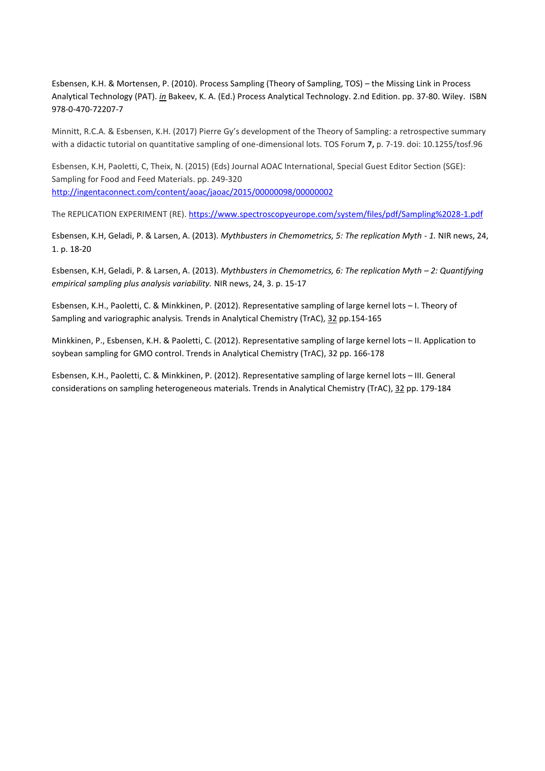Esbensen, K.H. & Mortensen, P. (2010). Process Sampling (Theory of Sampling, TOS) – the Missing Link in Process Analytical Technology (PAT). *in* Bakeev, K. A. (Ed.) Process Analytical Technology. 2.nd Edition. pp. 37-80. Wiley. ISBN 978-0-470-72207-7

Minnitt, R.C.A. & Esbensen, K.H. (2017) Pierre Gy's development of the Theory of Sampling: a retrospective summary with a didactic tutorial on quantitative sampling of one-dimensional lots. TOS Forum **7,** p. 7-19. doi: 10.1255/tosf.96

Esbensen, K.H, Paoletti, C, Theix, N. (2015) (Eds) Journal AOAC International, Special Guest Editor Section (SGE): Sampling for Food and Feed Materials. pp. 249-320
http://ingentaconnect.com/content/aoac/jaoac/2015/00000098/00000002

The REPLICATION EXPERIMENT (RE). https://www.spectroscopyeurope.com/system/files/pdf/Sampling%2028-1.pdf

Esbensen, K.H, Geladi, P. & Larsen, A. (2013). *Mythbusters in Chemometrics, 5: The replication Myth - 1.* NIR news, 24, 1. p. 18-20

Esbensen, K.H, Geladi, P. & Larsen, A. (2013). *Mythbusters in Chemometrics, 6: The replication Myth – 2: Quantifying empirical sampling plus analysis variability.* NIR news, 24, 3. p. 15-17

Esbensen, K.H., Paoletti, C. & Minkkinen, P. (2012). Representative sampling of large kernel lots – I. Theory of Sampling and variographic analysis*.* Trends in Analytical Chemistry (TrAC), 32 pp.154-165

Minkkinen, P., Esbensen, K.H. & Paoletti, C. (2012). Representative sampling of large kernel lots – II. Application to soybean sampling for GMO control. Trends in Analytical Chemistry (TrAC), 32 pp. 166-178

Esbensen, K.H., Paoletti, C. & Minkkinen, P. (2012). Representative sampling of large kernel lots – III. General considerations on sampling heterogeneous materials. Trends in Analytical Chemistry (TrAC), 32 pp. 179-184